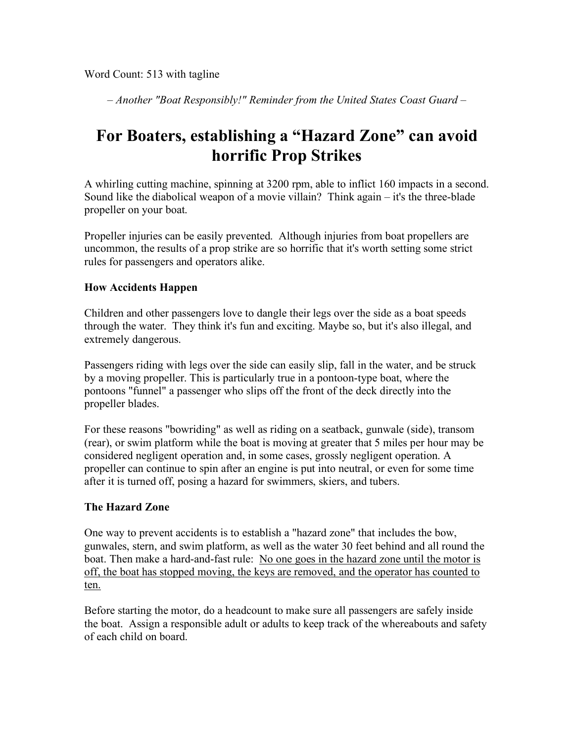Word Count: 513 with tagline

*– Another "Boat Responsibly!" Reminder from the United States Coast Guard –*

# For Boaters, establishing a "Hazard Zone" can avoid horrific Prop Strikes

A whirling cutting machine, spinning at 3200 rpm, able to inflict 160 impacts in a second. Sound like the diabolical weapon of a movie villain? Think again – it's the three-blade propeller on your boat.

Propeller injuries can be easily prevented. Although injuries from boat propellers are uncommon, the results of a prop strike are so horrific that it's worth setting some strict rules for passengers and operators alike.

**How Accidents Happen**

Children and other passengers love to dangle their legs over the side as a boat speeds through the water. They think it's fun and exciting. Maybe so, but it's also illegal, and extremely dangerous.

Passengers riding with legs over the side can easily slip, fall in the water, and be struck by a moving propeller. This is particularly true in a pontoon-type boat, where the pontoons "funnel" a passenger who slips off the front of the deck directly into the propeller blades.

For these reasons "bowriding" as well as riding on a seatback, gunwale (side), transom (rear), or swim platform while the boat is moving at greater that 5 miles per hour may be considered negligent operation and, in some cases, grossly negligent operation. A propeller can continue to spin after an engine is put into neutral, or even for some time after it is turned off, posing a hazard for swimmers, skiers, and tubers.

**The Hazard Zone**

One way to prevent accidents is to establish a "hazard zone" that includes the bow, gunwales, stern, and swim platform, as well as the water 30 feet behind and all round the boat. Then make a hard-and-fast rule: <u>No one goes in the hazard zone until the motor is off, the boat has stopped moving, the keys are removed, and the operator has counted to ten.</u>

Before starting the motor, do a headcount to make sure all passengers are safely inside the boat. Assign a responsible adult or adults to keep track of the whereabouts and safety of each child on board.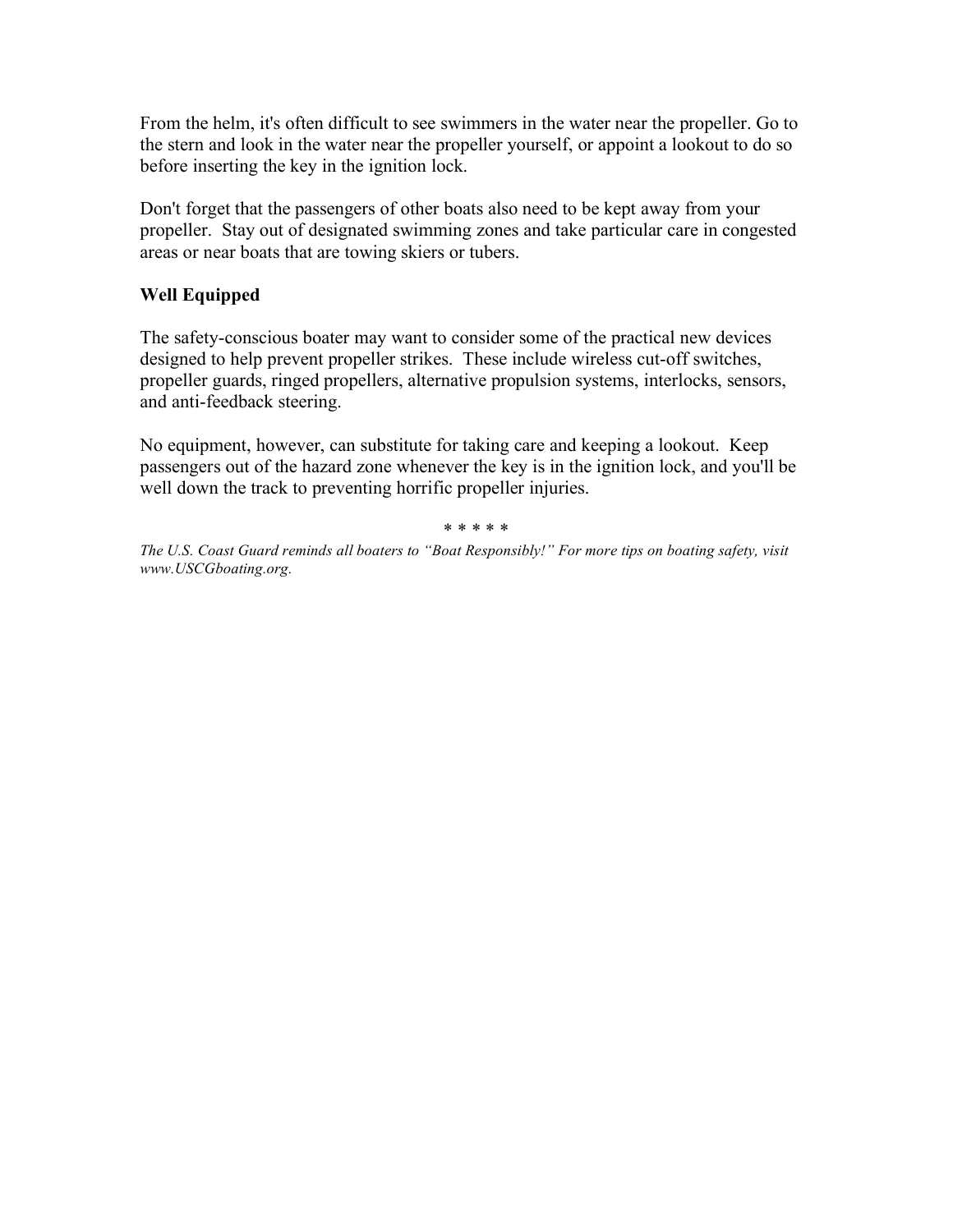From the helm, it's often difficult to see swimmers in the water near the propeller. Go to the stern and look in the water near the propeller yourself, or appoint a lookout to do so before inserting the key in the ignition lock.

Don't forget that the passengers of other boats also need to be kept away from your propeller.  Stay out of designated swimming zones and take particular care in congested areas or near boats that are towing skiers or tubers.

**Well Equipped**

The safety-conscious boater may want to consider some of the practical new devices designed to help prevent propeller strikes.  These include wireless cut-off switches, propeller guards, ringed propellers, alternative propulsion systems, interlocks, sensors, and anti-feedback steering.

No equipment, however, can substitute for taking care and keeping a lookout.  Keep passengers out of the hazard zone whenever the key is in the ignition lock, and you'll be well down the track to preventing horrific propeller injuries.

\* \* \* \* \*

*The U.S. Coast Guard reminds all boaters to "Boat Responsibly!" For more tips on boating safety, visit www.USCGboating.org.*